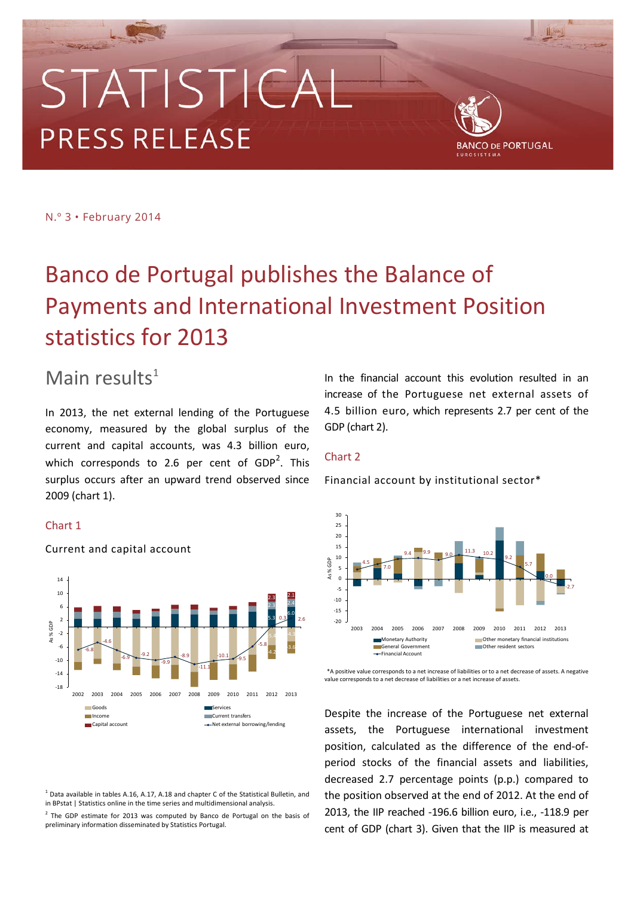# STATISTICAL PRESS RELEASE

N.º 3 • February 2014

# Banco de Portugal publishes the Balance of Payments and International Investment Position statistics for 2013

## Main results[1]

In 2013, the net external lending of the Portuguese economy, measured by the global surplus of the current and capital accounts, was 4.3 billion euro, which corresponds to 2.6 per cent of GDP[2]. This surplus occurs after an upward trend observed since 2009 (chart 1).

### Chart 1

Current and capital account

In the financial account this evolution resulted in an increase of the Portuguese net external assets of 4.5 billion euro, which represents 2.7 per cent of the GDP (chart 2).

### Chart 2

Financial account by institutional sector*

*A positive value corresponds to a net increase of liabilities or to a net decrease of assets. A negative value corresponds to a net decrease of liabilities or a net increase of assets.

Despite the increase of the Portuguese net external assets, the Portuguese international investment position, calculated as the difference of the end-of-period stocks of the financial assets and liabilities, decreased 2.7 percentage points (p.p.) compared to the position observed at the end of 2012. At the end of 2013, the IIP reached -196.6 billion euro, i.e., -118.9 per cent of GDP (chart 3). Given that the IIP is measured at

[1] Data available in tables A.16, A.17, A.18 and chapter C of the Statistical Bulletin, and in BPstat | Statistics online in the time series and multidimensional analysis.

[2] The GDP estimate for 2013 was computed by Banco de Portugal on the basis of preliminary information disseminated by Statistics Portugal.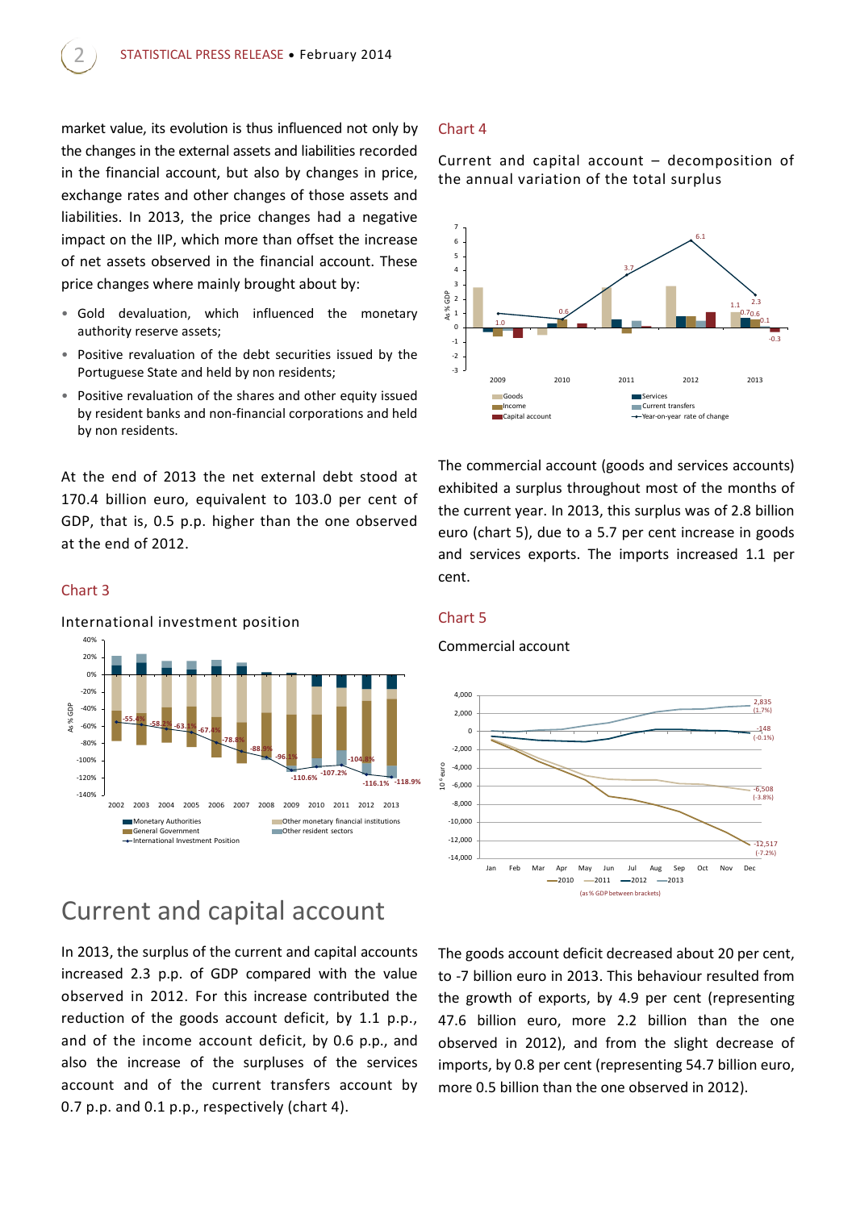market value, its evolution is thus influenced not only by the changes in the external assets and liabilities recorded in the financial account, but also by changes in price, exchange rates and other changes of those assets and liabilities. In 2013, the price changes had a negative impact on the IIP, which more than offset the increase of net assets observed in the financial account. These price changes where mainly brought about by:

- Gold devaluation, which influenced the monetary authority reserve assets;
- Positive revaluation of the debt securities issued by the Portuguese State and held by non residents;
- Positive revaluation of the shares and other equity issued by resident banks and non-financial corporations and held by non residents.

At the end of 2013 the net external debt stood at 170.4 billion euro, equivalent to 103.0 per cent of GDP, that is, 0.5 p.p. higher than the one observed at the end of 2012.

### Chart 3

International investment position

### Chart 4

Current and capital account – decomposition of the annual variation of the total surplus

The commercial account (goods and services accounts) exhibited a surplus throughout most of the months of the current year. In 2013, this surplus was of 2.8 billion euro (chart 5), due to a 5.7 per cent increase in goods and services exports. The imports increased 1.1 per cent.

### Chart 5

Commercial account

## Current and capital account

In 2013, the surplus of the current and capital accounts increased 2.3 p.p. of GDP compared with the value observed in 2012. For this increase contributed the reduction of the goods account deficit, by 1.1 p.p., and of the income account deficit, by 0.6 p.p., and also the increase of the surpluses of the services account and of the current transfers account by 0.7 p.p. and 0.1 p.p., respectively (chart 4).

The goods account deficit decreased about 20 per cent, to -7 billion euro in 2013. This behaviour resulted from the growth of exports, by 4.9 per cent (representing 47.6 billion euro, more 2.2 billion than the one observed in 2012), and from the slight decrease of imports, by 0.8 per cent (representing 54.7 billion euro, more 0.5 billion than the one observed in 2012).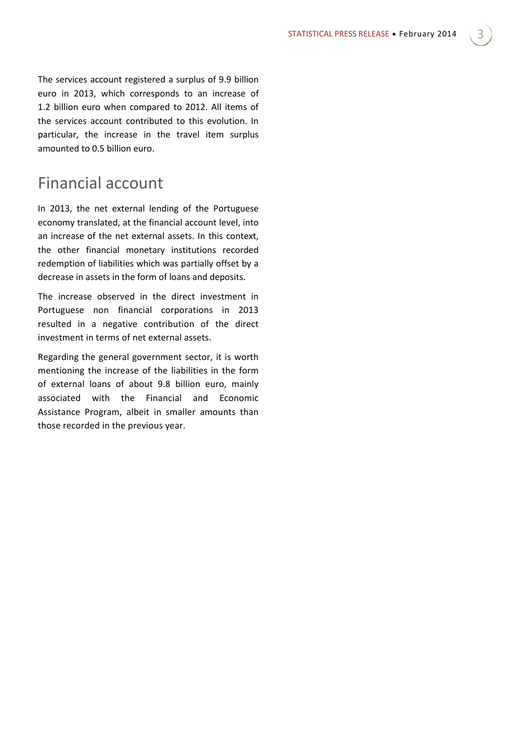The services account registered a surplus of 9.9 billion euro in 2013, which corresponds to an increase of 1.2 billion euro when compared to 2012. All items of the services account contributed to this evolution. In particular, the increase in the travel item surplus amounted to 0.5 billion euro.

## Financial account

In 2013, the net external lending of the Portuguese economy translated, at the financial account level, into an increase of the net external assets. In this context, the other financial monetary institutions recorded redemption of liabilities which was partially offset by a decrease in assets in the form of loans and deposits.

The increase observed in the direct investment in Portuguese non financial corporations in 2013 resulted in a negative contribution of the direct investment in terms of net external assets.

Regarding the general government sector, it is worth mentioning the increase of the liabilities in the form of external loans of about 9.8 billion euro, mainly associated with the Financial and Economic Assistance Program, albeit in smaller amounts than those recorded in the previous year.